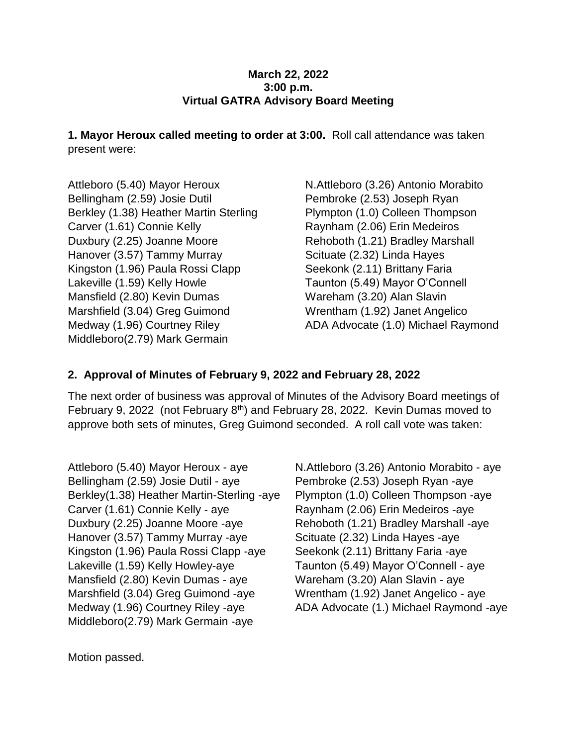**March 22, 2022**
**3:00 p.m.**
**Virtual GATRA Advisory Board Meeting**

**1. Mayor Heroux called meeting to order at 3:00.** Roll call attendance was taken present were:

Attleboro (5.40) Mayor Heroux
Bellingham (2.59) Josie Dutil
Berkley (1.38) Heather Martin Sterling
Carver (1.61) Connie Kelly
Duxbury (2.25) Joanne Moore
Hanover (3.57) Tammy Murray
Kingston (1.96) Paula Rossi Clapp
Lakeville (1.59) Kelly Howle
Mansfield (2.80) Kevin Dumas
Marshfield (3.04) Greg Guimond
Medway (1.96) Courtney Riley
Middleboro(2.79) Mark Germain
N.Attleboro (3.26) Antonio Morabito
Pembroke (2.53) Joseph Ryan
Plympton (1.0) Colleen Thompson
Raynham (2.06) Erin Medeiros
Rehoboth (1.21) Bradley Marshall
Scituate (2.32) Linda Hayes
Seekonk (2.11) Brittany Faria
Taunton (5.49) Mayor O'Connell
Wareham (3.20) Alan Slavin
Wrentham (1.92) Janet Angelico
ADA Advocate (1.0) Michael Raymond

## 2. Approval of Minutes of February 9, 2022 and February 28, 2022

The next order of business was approval of Minutes of the Advisory Board meetings of February 9, 2022 (not February 8th) and February 28, 2022. Kevin Dumas moved to approve both sets of minutes, Greg Guimond seconded. A roll call vote was taken:

Attleboro (5.40) Mayor Heroux - aye
Bellingham (2.59) Josie Dutil - aye
Berkley(1.38) Heather Martin-Sterling -aye
Carver (1.61) Connie Kelly - aye
Duxbury (2.25) Joanne Moore -aye
Hanover (3.57) Tammy Murray -aye
Kingston (1.96) Paula Rossi Clapp -aye
Lakeville (1.59) Kelly Howley-aye
Mansfield (2.80) Kevin Dumas - aye
Marshfield (3.04) Greg Guimond -aye
Medway (1.96) Courtney Riley -aye
Middleboro(2.79) Mark Germain -aye
N.Attleboro (3.26) Antonio Morabito - aye
Pembroke (2.53) Joseph Ryan -aye
Plympton (1.0) Colleen Thompson -aye
Raynham (2.06) Erin Medeiros -aye
Rehoboth (1.21) Bradley Marshall -aye
Scituate (2.32) Linda Hayes -aye
Seekonk (2.11) Brittany Faria -aye
Taunton (5.49) Mayor O'Connell - aye
Wareham (3.20) Alan Slavin - aye
Wrentham (1.92) Janet Angelico - aye
ADA Advocate (1.) Michael Raymond -aye

Motion passed.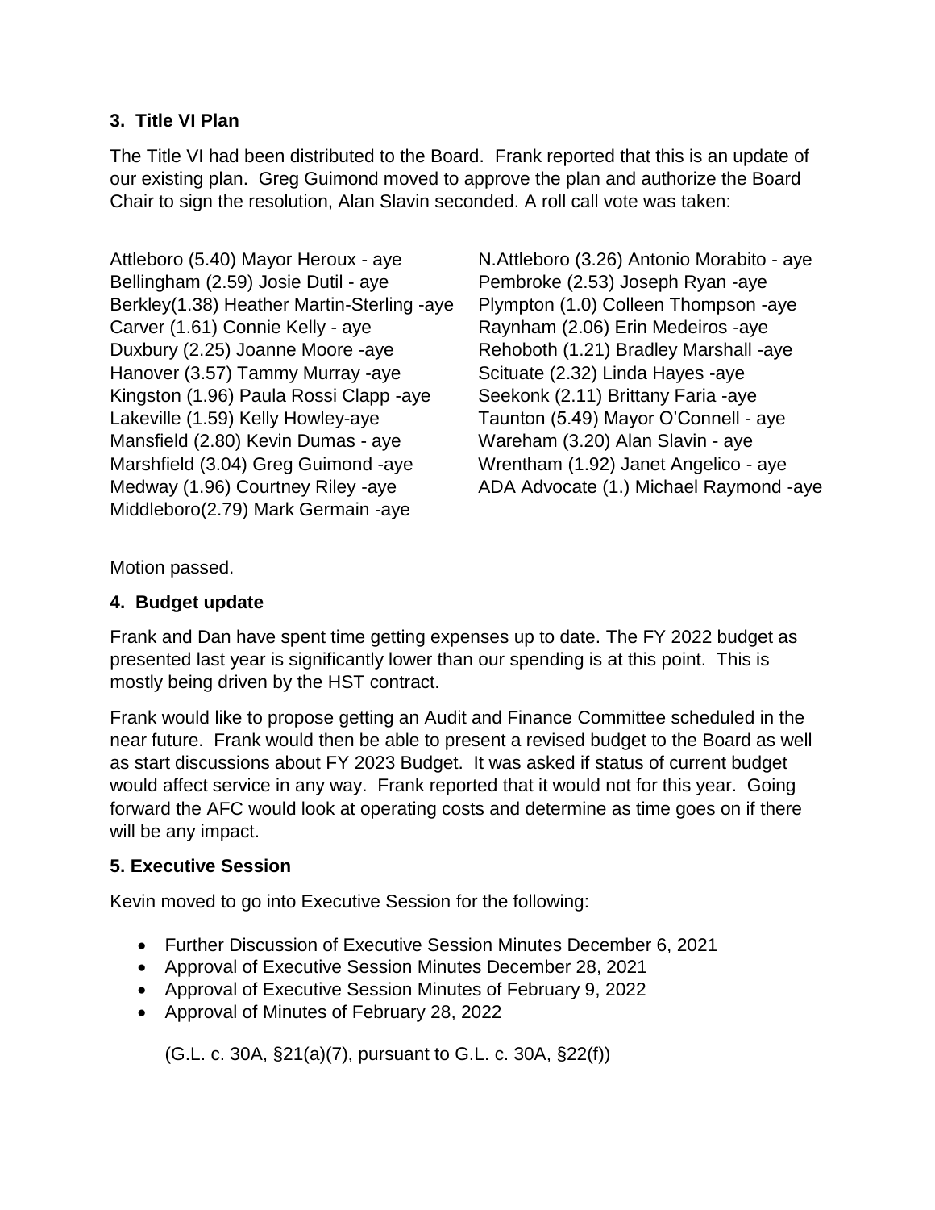### 3. Title VI Plan

The Title VI had been distributed to the Board. Frank reported that this is an update of our existing plan. Greg Guimond moved to approve the plan and authorize the Board Chair to sign the resolution, Alan Slavin seconded. A roll call vote was taken:

Attleboro (5.40) Mayor Heroux - aye
Bellingham (2.59) Josie Dutil - aye
Berkley(1.38) Heather Martin-Sterling -aye
Carver (1.61) Connie Kelly - aye
Duxbury (2.25) Joanne Moore -aye
Hanover (3.57) Tammy Murray -aye
Kingston (1.96) Paula Rossi Clapp -aye
Lakeville (1.59) Kelly Howley-aye
Mansfield (2.80) Kevin Dumas - aye
Marshfield (3.04) Greg Guimond -aye
Medway (1.96) Courtney Riley -aye
Middleboro(2.79) Mark Germain -aye
N.Attleboro (3.26) Antonio Morabito - aye
Pembroke (2.53) Joseph Ryan -aye
Plympton (1.0) Colleen Thompson -aye
Raynham (2.06) Erin Medeiros -aye
Rehoboth (1.21) Bradley Marshall -aye
Scituate (2.32) Linda Hayes -aye
Seekonk (2.11) Brittany Faria -aye
Taunton (5.49) Mayor O'Connell - aye
Wareham (3.20) Alan Slavin - aye
Wrentham (1.92) Janet Angelico - aye
ADA Advocate (1.) Michael Raymond -aye

Motion passed.

### 4. Budget update

Frank and Dan have spent time getting expenses up to date. The FY 2022 budget as presented last year is significantly lower than our spending is at this point. This is mostly being driven by the HST contract.

Frank would like to propose getting an Audit and Finance Committee scheduled in the near future. Frank would then be able to present a revised budget to the Board as well as start discussions about FY 2023 Budget. It was asked if status of current budget would affect service in any way. Frank reported that it would not for this year. Going forward the AFC would look at operating costs and determine as time goes on if there will be any impact.

### 5. Executive Session

Kevin moved to go into Executive Session for the following:

- Further Discussion of Executive Session Minutes December 6, 2021
- Approval of Executive Session Minutes December 28, 2021
- Approval of Executive Session Minutes of February 9, 2022
- Approval of Minutes of February 28, 2022

(G.L. c. 30A, §21(a)(7), pursuant to G.L. c. 30A, §22(f))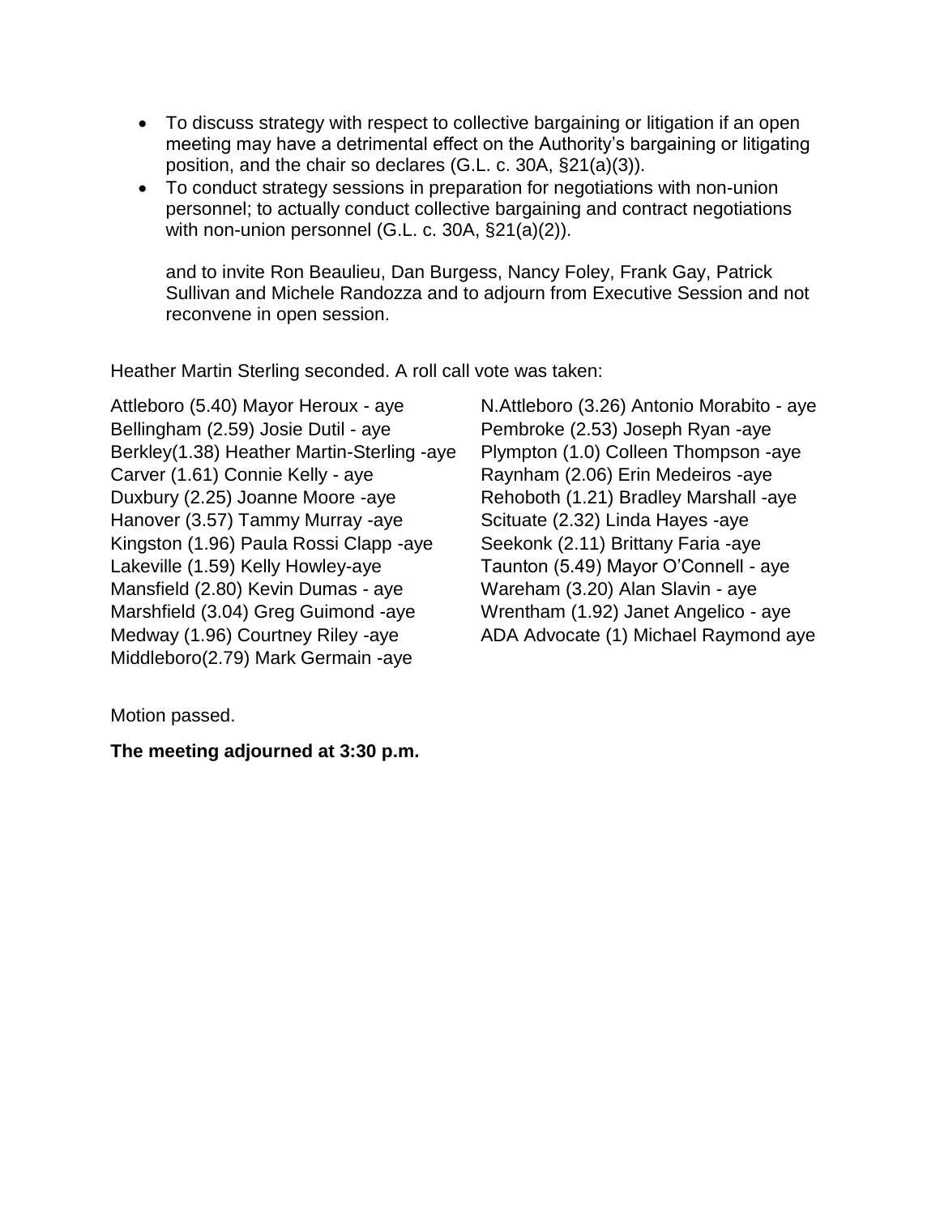- To discuss strategy with respect to collective bargaining or litigation if an open meeting may have a detrimental effect on the Authority's bargaining or litigating position, and the chair so declares (G.L. c. 30A, §21(a)(3)).
- To conduct strategy sessions in preparation for negotiations with non-union personnel; to actually conduct collective bargaining and contract negotiations with non-union personnel (G.L. c. 30A, §21(a)(2)).

  and to invite Ron Beaulieu, Dan Burgess, Nancy Foley, Frank Gay, Patrick Sullivan and Michele Randozza and to adjourn from Executive Session and not reconvene in open session.

Heather Martin Sterling seconded. A roll call vote was taken:

Attleboro (5.40) Mayor Heroux - aye
Bellingham (2.59) Josie Dutil - aye
Berkley(1.38) Heather Martin-Sterling -aye
Carver (1.61) Connie Kelly - aye
Duxbury (2.25) Joanne Moore -aye
Hanover (3.57) Tammy Murray -aye
Kingston (1.96) Paula Rossi Clapp -aye
Lakeville (1.59) Kelly Howley-aye
Mansfield (2.80) Kevin Dumas - aye
Marshfield (3.04) Greg Guimond -aye
Medway (1.96) Courtney Riley -aye
Middleboro(2.79) Mark Germain -aye
N.Attleboro (3.26) Antonio Morabito - aye
Pembroke (2.53) Joseph Ryan -aye
Plympton (1.0) Colleen Thompson -aye
Raynham (2.06) Erin Medeiros -aye
Rehoboth (1.21) Bradley Marshall -aye
Scituate (2.32) Linda Hayes -aye
Seekonk (2.11) Brittany Faria -aye
Taunton (5.49) Mayor O'Connell - aye
Wareham (3.20) Alan Slavin - aye
Wrentham (1.92) Janet Angelico - aye
ADA Advocate (1) Michael Raymond aye

Motion passed.

**The meeting adjourned at 3:30 p.m.**